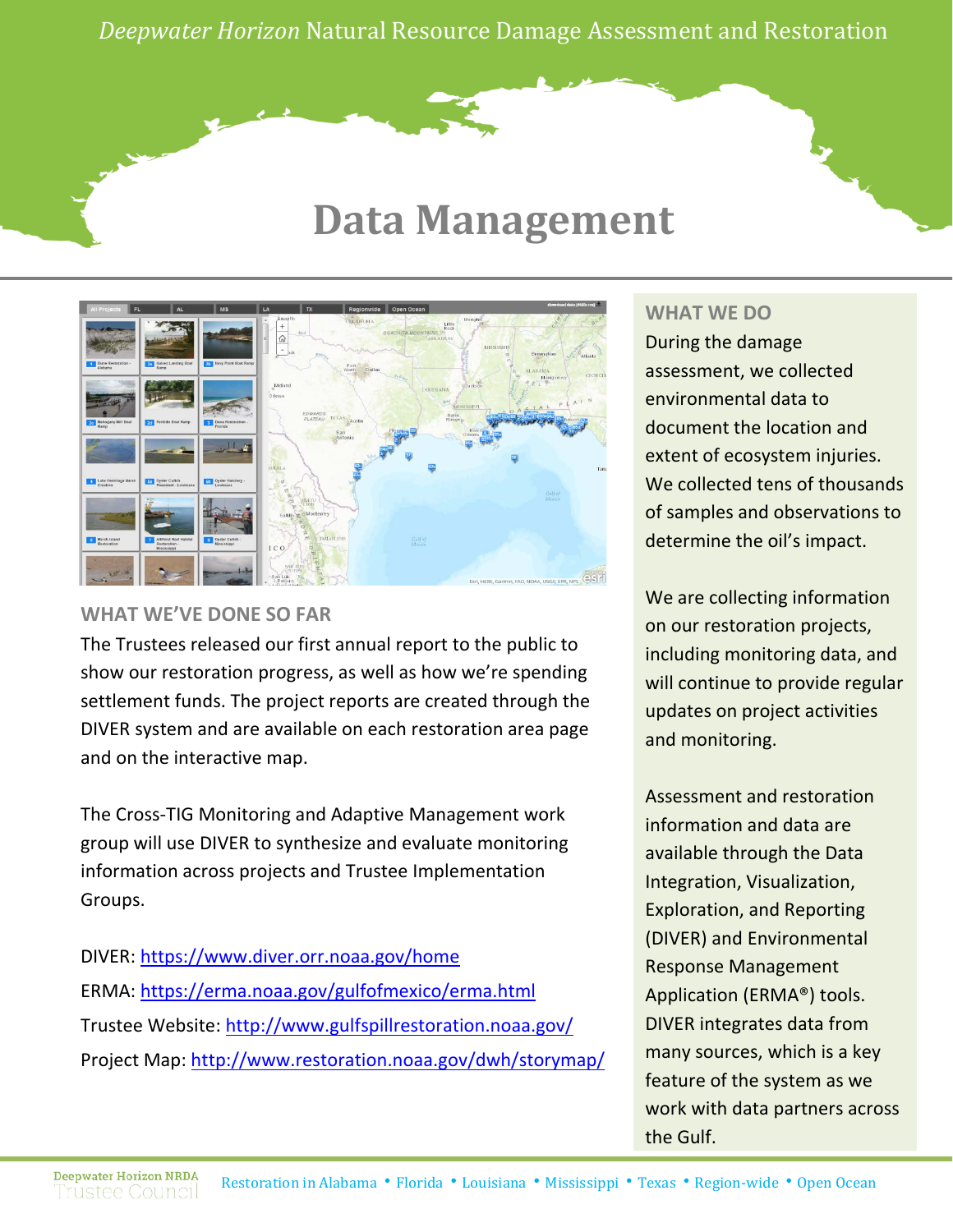*Deepwater Horizon* Natural Resource Damage Assessment and Restoration

# Data Management

## WHAT WE DO

During the damage assessment, we collected environmental data to document the location and extent of ecosystem injuries. We collected tens of thousands of samples and observations to determine the oil's impact.

We are collecting information on our restoration projects, including monitoring data, and will continue to provide regular updates on project activities and monitoring.

Assessment and restoration information and data are available through the Data Integration, Visualization, Exploration, and Reporting (DIVER) and Environmental Response Management Application (ERMA®) tools. DIVER integrates data from many sources, which is a key feature of the system as we work with data partners across the Gulf.

## WHAT WE'VE DONE SO FAR

The Trustees released our first annual report to the public to show our restoration progress, as well as how we're spending settlement funds. The project reports are created through the DIVER system and are available on each restoration area page and on the interactive map.

The Cross-TIG Monitoring and Adaptive Management work group will use DIVER to synthesize and evaluate monitoring information across projects and Trustee Implementation Groups.

DIVER: https://www.diver.orr.noaa.gov/home
ERMA: https://erma.noaa.gov/gulfofmexico/erma.html
Trustee Website: http://www.gulfspillrestoration.noaa.gov/
Project Map: http://www.restoration.noaa.gov/dwh/storymap/

Deepwater Horizon NRDA Trustee Council

Restoration in Alabama • Florida • Louisiana • Mississippi • Texas • Region-wide • Open Ocean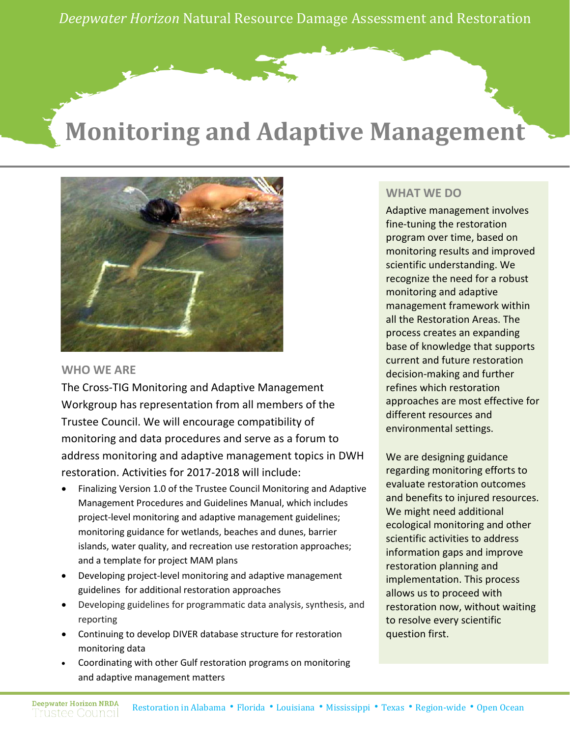*Deepwater Horizon* Natural Resource Damage Assessment and Restoration

# Monitoring and Adaptive Management

## WHO WE ARE

The Cross-TIG Monitoring and Adaptive Management Workgroup has representation from all members of the Trustee Council. We will encourage compatibility of monitoring and data procedures and serve as a forum to address monitoring and adaptive management topics in DWH restoration. Activities for 2017-2018 will include:

- Finalizing Version 1.0 of the Trustee Council Monitoring and Adaptive Management Procedures and Guidelines Manual, which includes project-level monitoring and adaptive management guidelines; monitoring guidance for wetlands, beaches and dunes, barrier islands, water quality, and recreation use restoration approaches; and a template for project MAM plans
- Developing project-level monitoring and adaptive management guidelines for additional restoration approaches
- Developing guidelines for programmatic data analysis, synthesis, and reporting
- Continuing to develop DIVER database structure for restoration monitoring data
- Coordinating with other Gulf restoration programs on monitoring and adaptive management matters

## WHAT WE DO

Adaptive management involves fine-tuning the restoration program over time, based on monitoring results and improved scientific understanding. We recognize the need for a robust monitoring and adaptive management framework within all the Restoration Areas. The process creates an expanding base of knowledge that supports current and future restoration decision-making and further refines which restoration approaches are most effective for different resources and environmental settings.

We are designing guidance regarding monitoring efforts to evaluate restoration outcomes and benefits to injured resources. We might need additional ecological monitoring and other scientific activities to address information gaps and improve restoration planning and implementation. This process allows us to proceed with restoration now, without waiting to resolve every scientific question first.

Deepwater Horizon NRDA Trustee Council

Restoration in Alabama • Florida • Louisiana • Mississippi • Texas • Region-wide • Open Ocean